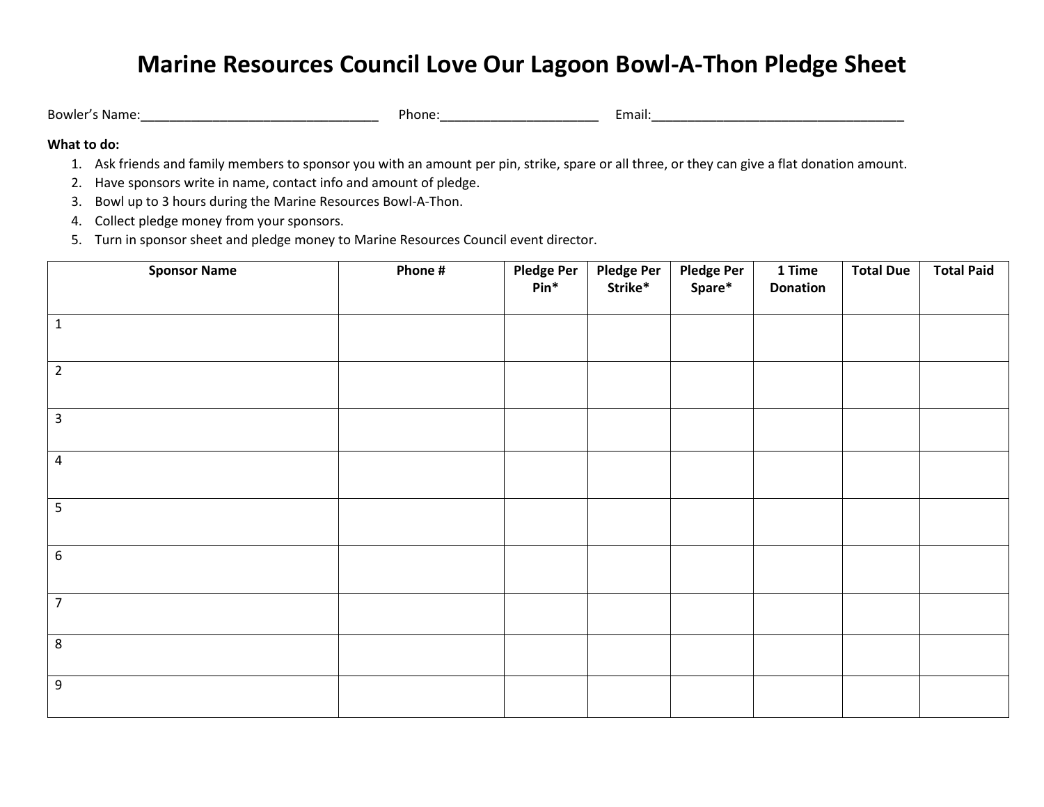# Marine Resources Council Love Our Lagoon Bowl-A-Thon Pledge Sheet

Bowler's Name:_________________________________ Phone:_____________________ Email:___________________________________

**What to do:**

1. Ask friends and family members to sponsor you with an amount per pin, strike, spare or all three, or they can give a flat donation amount.
2. Have sponsors write in name, contact info and amount of pledge.
3. Bowl up to 3 hours during the Marine Resources Bowl-A-Thon.
4. Collect pledge money from your sponsors.
5. Turn in sponsor sheet and pledge money to Marine Resources Council event director.

| Sponsor Name | Phone # | Pledge Per Pin* | Pledge Per Strike* | Pledge Per Spare* | 1 Time Donation | Total Due | Total Paid |
|---|---|---|---|---|---|---|---|
| 1 | | | | | | | |
| 2 | | | | | | | |
| 3 | | | | | | | |
| 4 | | | | | | | |
| 5 | | | | | | | |
| 6 | | | | | | | |
| 7 | | | | | | | |
| 8 | | | | | | | |
| 9 | | | | | | | |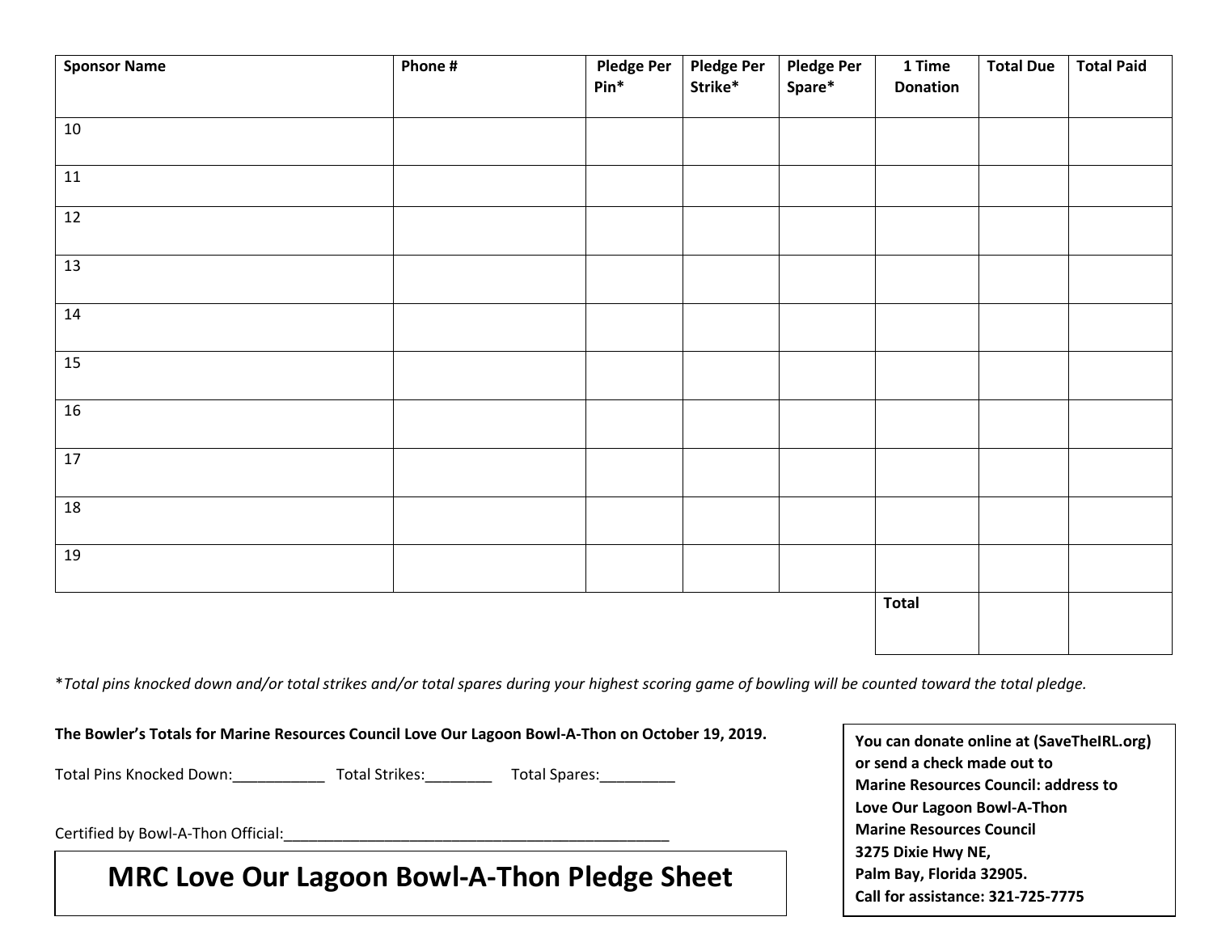| Sponsor Name | Phone # | Pledge Per Pin* | Pledge Per Strike* | Pledge Per Spare* | 1 Time Donation | Total Due | Total Paid |
|---|---|---|---|---|---|---|---|
| 10 | | | | | | | |
| 11 | | | | | | | |
| 12 | | | | | | | |
| 13 | | | | | | | |
| 14 | | | | | | | |
| 15 | | | | | | | |
| 16 | | | | | | | |
| 17 | | | | | | | |
| 18 | | | | | | | |
| 19 | | | | | | | |
| | | | | | Total | | |

**Total pins knocked down and/or total strikes and/or total spares during your highest scoring game of bowling will be counted toward the total pledge.*

**The Bowler's Totals for Marine Resources Council Love Our Lagoon Bowl-A-Thon on October 19, 2019.**

Total Pins Knocked Down:___________ Total Strikes:________ Total Spares:_________

Certified by Bowl-A-Thon Official:_______________________________________________

# MRC Love Our Lagoon Bowl-A-Thon Pledge Sheet

**You can donate online at (SaveTheIRL.org) or send a check made out to Marine Resources Council: address to Love Our Lagoon Bowl-A-Thon Marine Resources Council 3275 Dixie Hwy NE, Palm Bay, Florida 32905. Call for assistance: 321-725-7775**